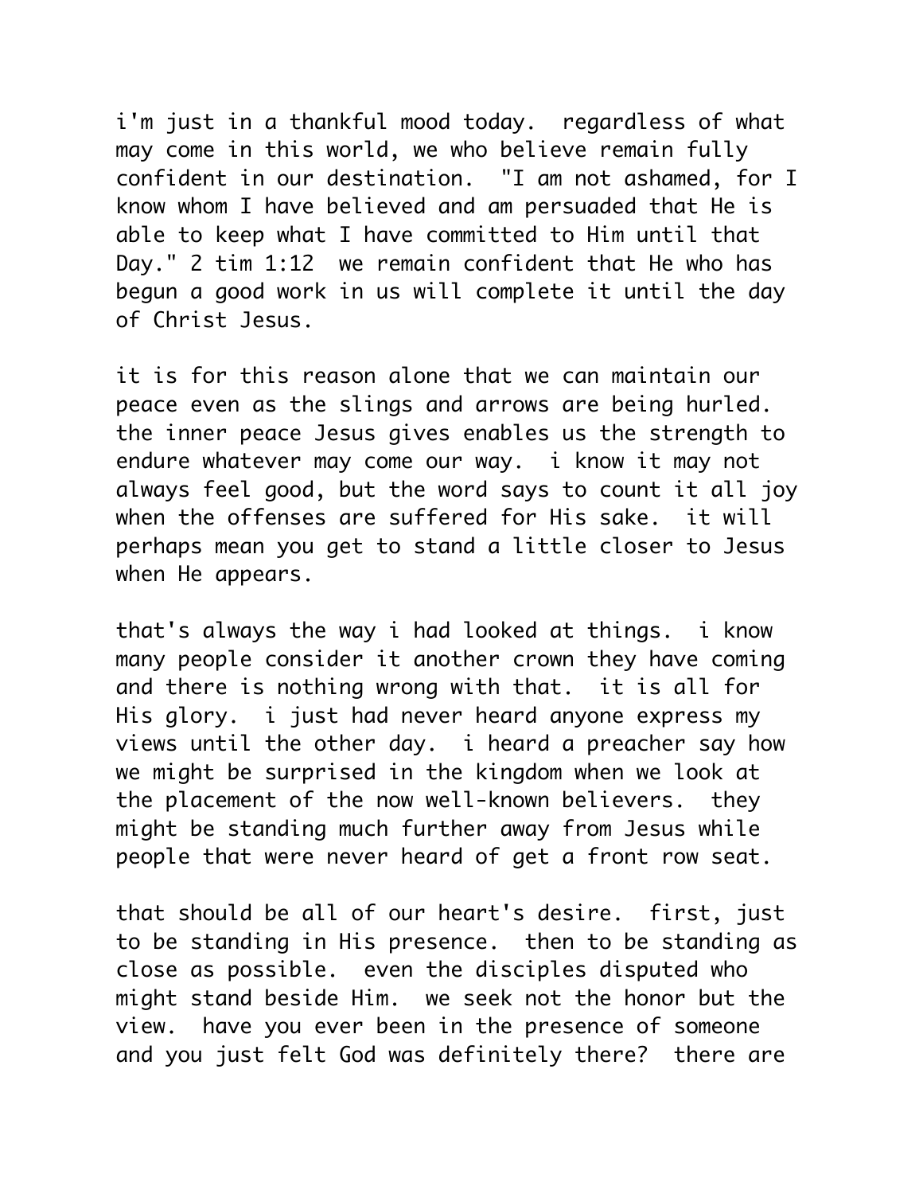i'm just in a thankful mood today.  regardless of what may come in this world, we who believe remain fully confident in our destination.  "I am not ashamed, for I know whom I have believed and am persuaded that He is able to keep what I have committed to Him until that Day." 2 tim 1:12  we remain confident that He who has begun a good work in us will complete it until the day of Christ Jesus.

it is for this reason alone that we can maintain our peace even as the slings and arrows are being hurled.  the inner peace Jesus gives enables us the strength to endure whatever may come our way.  i know it may not always feel good, but the word says to count it all joy when the offenses are suffered for His sake.  it will perhaps mean you get to stand a little closer to Jesus when He appears.

that's always the way i had looked at things.  i know many people consider it another crown they have coming and there is nothing wrong with that.  it is all for His glory.  i just had never heard anyone express my views until the other day.  i heard a preacher say how we might be surprised in the kingdom when we look at the placement of the now well-known believers.  they might be standing much further away from Jesus while people that were never heard of get a front row seat.

that should be all of our heart's desire.  first, just to be standing in His presence.  then to be standing as close as possible.  even the disciples disputed who might stand beside Him.  we seek not the honor but the view.  have you ever been in the presence of someone and you just felt God was definitely there?  there are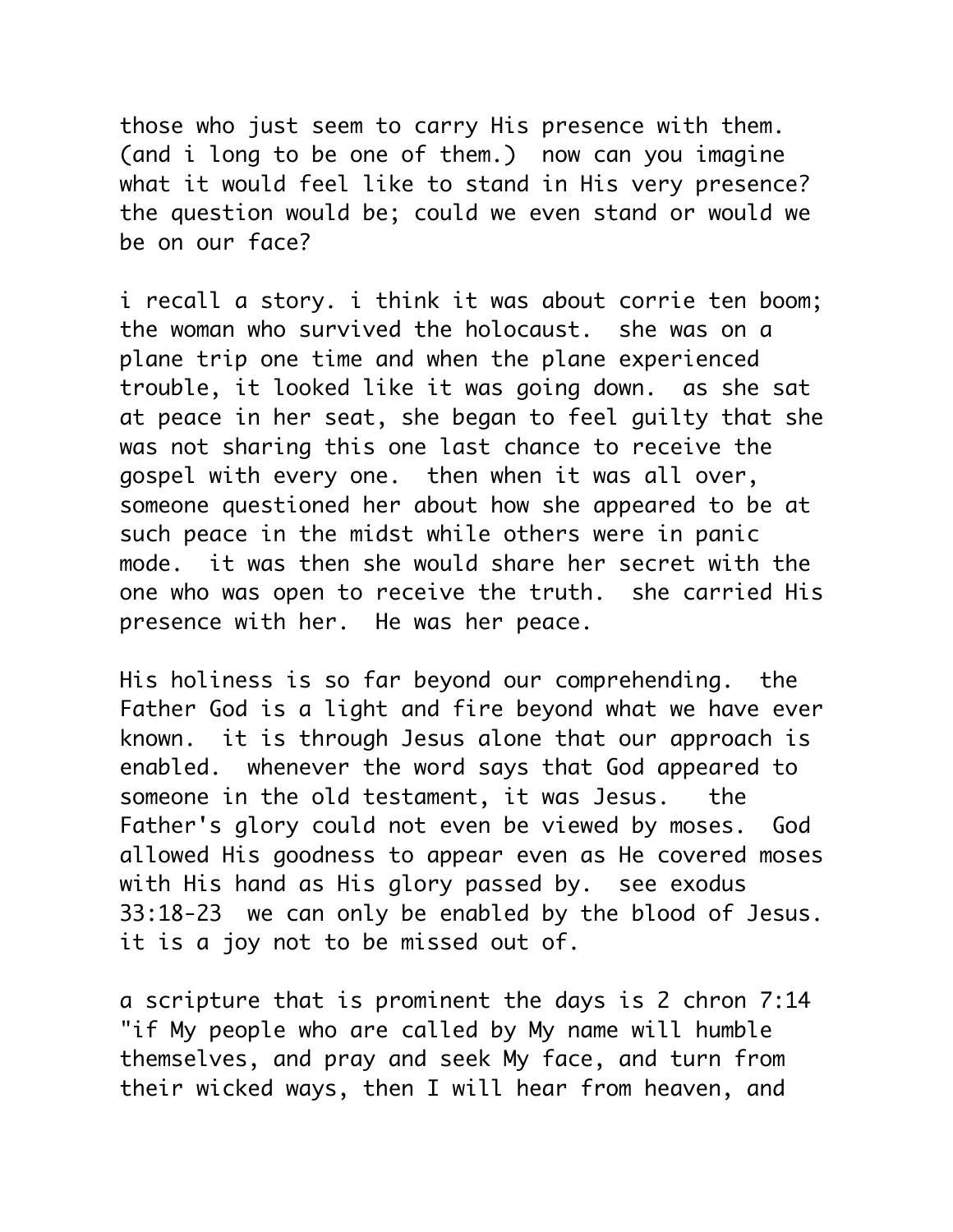those who just seem to carry His presence with them. (and i long to be one of them.) now can you imagine what it would feel like to stand in His very presence? the question would be; could we even stand or would we be on our face?

i recall a story. i think it was about corrie ten boom; the woman who survived the holocaust. she was on a plane trip one time and when the plane experienced trouble, it looked like it was going down. as she sat at peace in her seat, she began to feel guilty that she was not sharing this one last chance to receive the gospel with every one. then when it was all over, someone questioned her about how she appeared to be at such peace in the midst while others were in panic mode. it was then she would share her secret with the one who was open to receive the truth. she carried His presence with her. He was her peace.

His holiness is so far beyond our comprehending. the Father God is a light and fire beyond what we have ever known. it is through Jesus alone that our approach is enabled. whenever the word says that God appeared to someone in the old testament, it was Jesus. the Father's glory could not even be viewed by moses. God allowed His goodness to appear even as He covered moses with His hand as His glory passed by. see exodus 33:18-23 we can only be enabled by the blood of Jesus. it is a joy not to be missed out of.

a scripture that is prominent the days is 2 chron 7:14 "if My people who are called by My name will humble themselves, and pray and seek My face, and turn from their wicked ways, then I will hear from heaven, and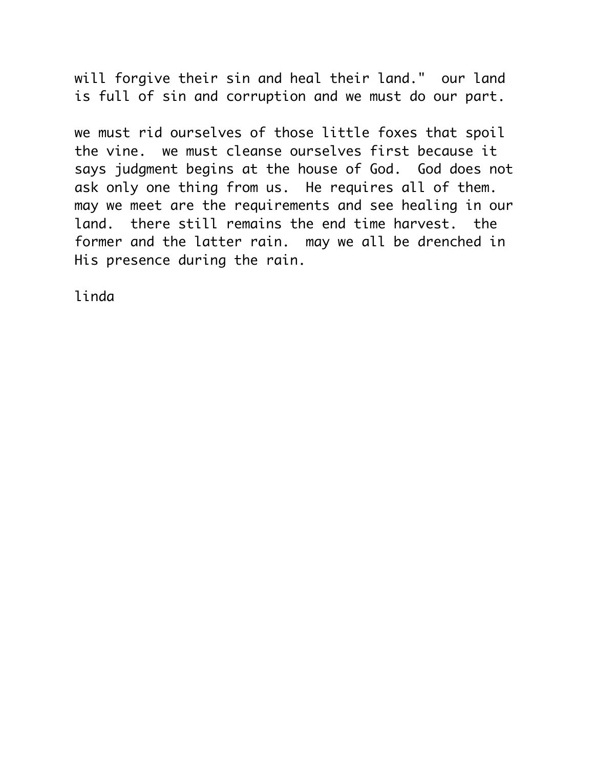will forgive their sin and heal their land."  our land is full of sin and corruption and we must do our part.

we must rid ourselves of those little foxes that spoil the vine.  we must cleanse ourselves first because it says judgment begins at the house of God.  God does not ask only one thing from us.  He requires all of them.  may we meet are the requirements and see healing in our land.  there still remains the end time harvest.  the former and the latter rain.  may we all be drenched in His presence during the rain.

linda